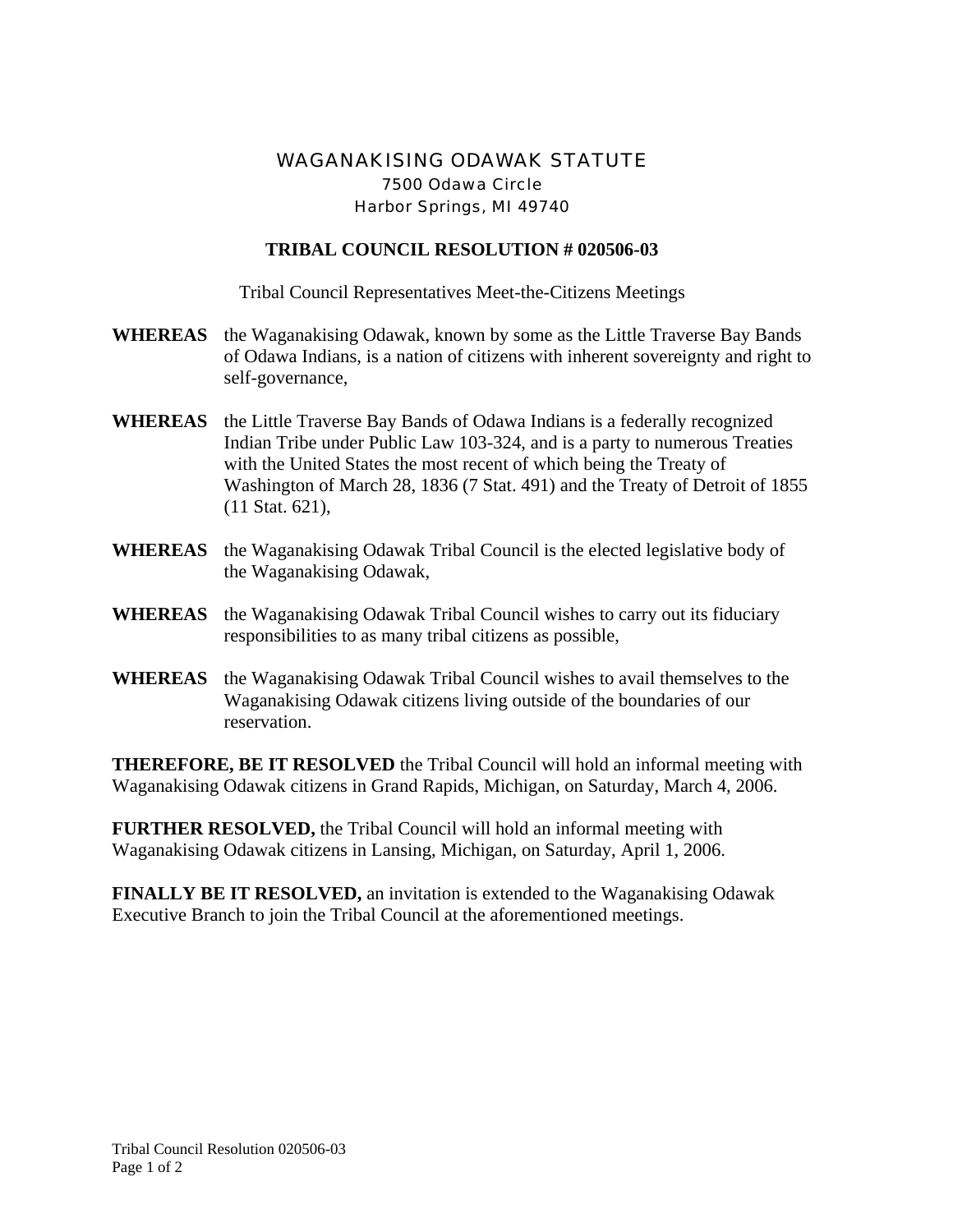# WAGANAKISING ODAWAK STATUTE

7500 Odawa Circle
Harbor Springs, MI 49740

## TRIBAL COUNCIL RESOLUTION # 020506-03

Tribal Council Representatives Meet-the-Citizens Meetings

**WHEREAS** the Waganakising Odawak, known by some as the Little Traverse Bay Bands of Odawa Indians, is a nation of citizens with inherent sovereignty and right to self-governance,

**WHEREAS** the Little Traverse Bay Bands of Odawa Indians is a federally recognized Indian Tribe under Public Law 103-324, and is a party to numerous Treaties with the United States the most recent of which being the Treaty of Washington of March 28, 1836 (7 Stat. 491) and the Treaty of Detroit of 1855 (11 Stat. 621),

**WHEREAS** the Waganakising Odawak Tribal Council is the elected legislative body of the Waganakising Odawak,

**WHEREAS** the Waganakising Odawak Tribal Council wishes to carry out its fiduciary responsibilities to as many tribal citizens as possible,

**WHEREAS** the Waganakising Odawak Tribal Council wishes to avail themselves to the Waganakising Odawak citizens living outside of the boundaries of our reservation.

**THEREFORE, BE IT RESOLVED** the Tribal Council will hold an informal meeting with Waganakising Odawak citizens in Grand Rapids, Michigan, on Saturday, March 4, 2006.

**FURTHER RESOLVED,** the Tribal Council will hold an informal meeting with Waganakising Odawak citizens in Lansing, Michigan, on Saturday, April 1, 2006.

**FINALLY BE IT RESOLVED,** an invitation is extended to the Waganakising Odawak Executive Branch to join the Tribal Council at the aforementioned meetings.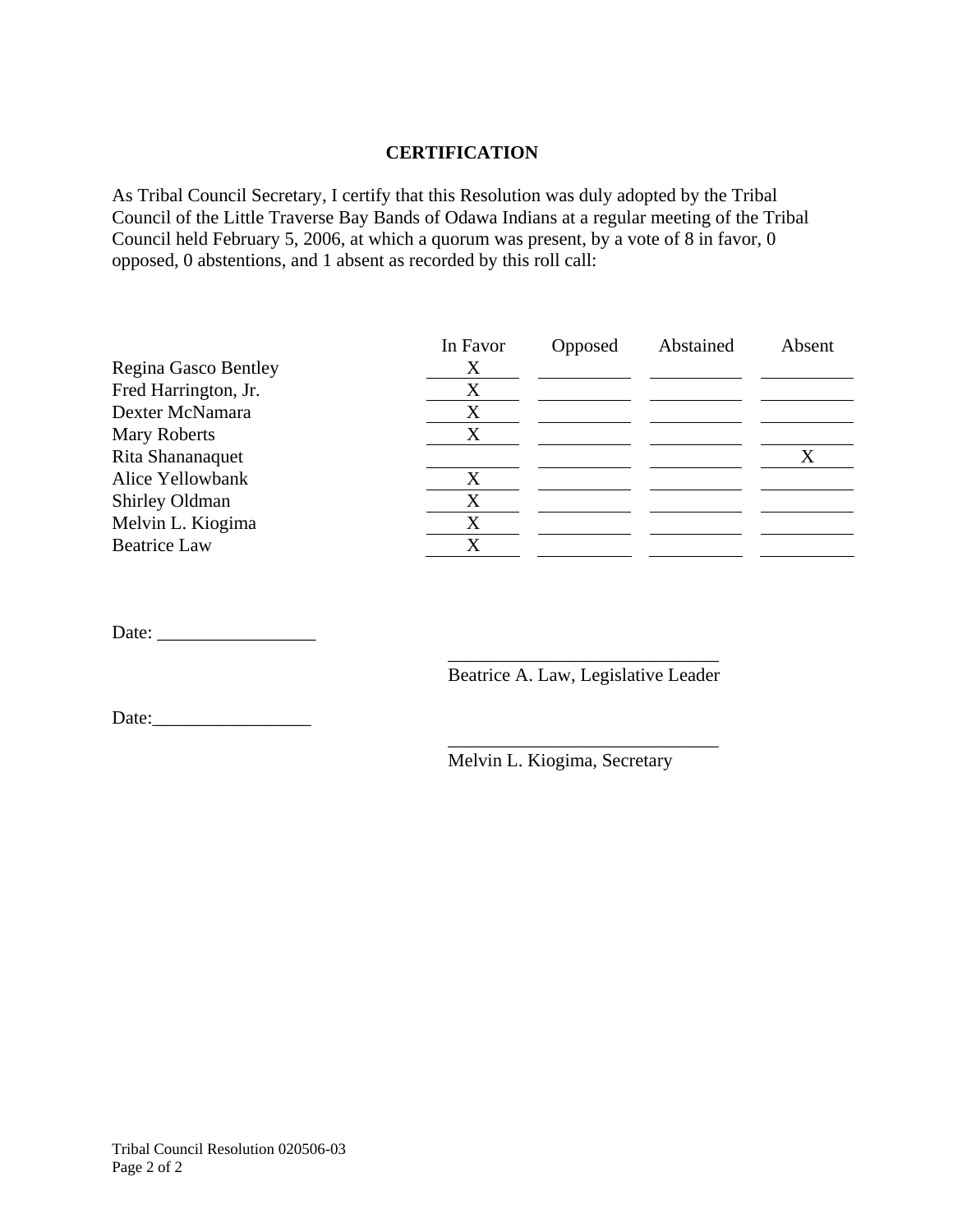## CERTIFICATION

As Tribal Council Secretary, I certify that this Resolution was duly adopted by the Tribal Council of the Little Traverse Bay Bands of Odawa Indians at a regular meeting of the Tribal Council held February 5, 2006, at which a quorum was present, by a vote of 8 in favor, 0 opposed, 0 abstentions, and 1 absent as recorded by this roll call:

| | In Favor | Opposed | Abstained | Absent |
|---|---|---|---|---|
| Regina Gasco Bentley | X | | | |
| Fred Harrington, Jr. | X | | | |
| Dexter McNamara | X | | | |
| Mary Roberts | X | | | |
| Rita Shananaquet | | | | X |
| Alice Yellowbank | X | | | |
| Shirley Oldman | X | | | |
| Melvin L. Kiogima | X | | | |
| Beatrice Law | X | | | |

Date: _________________

_____________________________
Beatrice A. Law, Legislative Leader

Date:_________________

_____________________________
Melvin L. Kiogima, Secretary

Tribal Council Resolution 020506-03